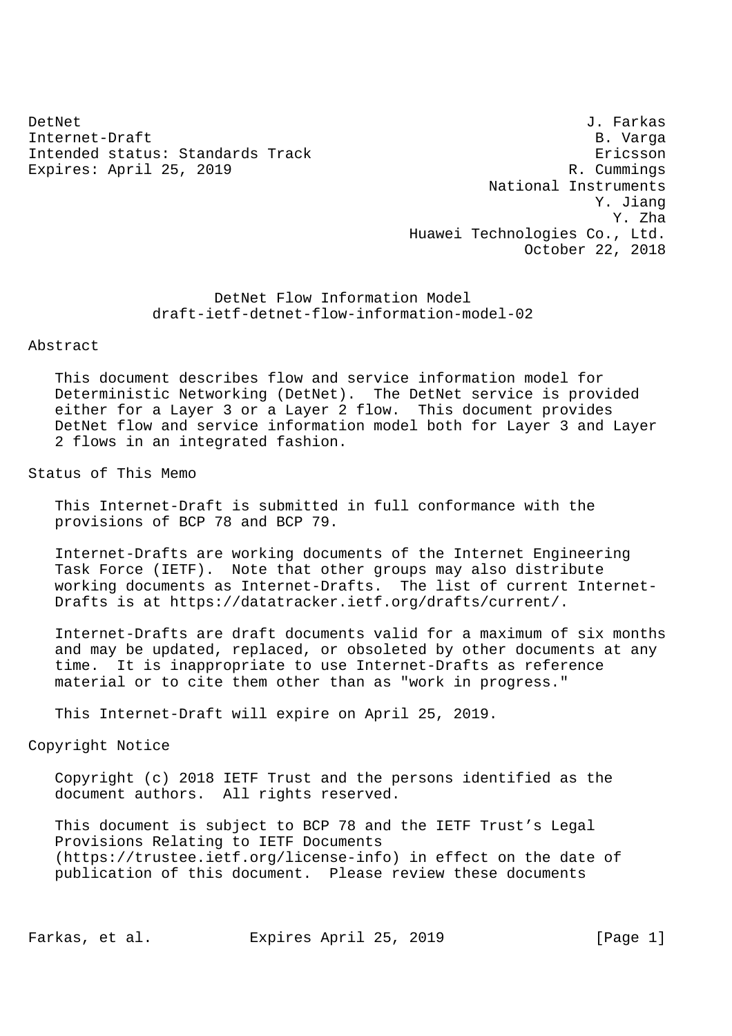DetNet J. Farkas
Internet-Draft B. Varga
Intended status: Standards Track Ericsson
Expires: April 25, 2019 R. Cummings
National Instruments
Y. Jiang
Y. Zha
Huawei Technologies Co., Ltd.
October 22, 2018

# DetNet Flow Information Model
## draft-ietf-detnet-flow-information-model-02

## Abstract

This document describes flow and service information model for Deterministic Networking (DetNet). The DetNet service is provided either for a Layer 3 or a Layer 2 flow. This document provides DetNet flow and service information model both for Layer 3 and Layer 2 flows in an integrated fashion.

## Status of This Memo

This Internet-Draft is submitted in full conformance with the provisions of BCP 78 and BCP 79.

Internet-Drafts are working documents of the Internet Engineering Task Force (IETF). Note that other groups may also distribute working documents as Internet-Drafts. The list of current Internet-Drafts is at https://datatracker.ietf.org/drafts/current/.

Internet-Drafts are draft documents valid for a maximum of six months and may be updated, replaced, or obsoleted by other documents at any time. It is inappropriate to use Internet-Drafts as reference material or to cite them other than as "work in progress."

This Internet-Draft will expire on April 25, 2019.

## Copyright Notice

Copyright (c) 2018 IETF Trust and the persons identified as the document authors. All rights reserved.

This document is subject to BCP 78 and the IETF Trust's Legal Provisions Relating to IETF Documents (https://trustee.ietf.org/license-info) in effect on the date of publication of this document. Please review these documents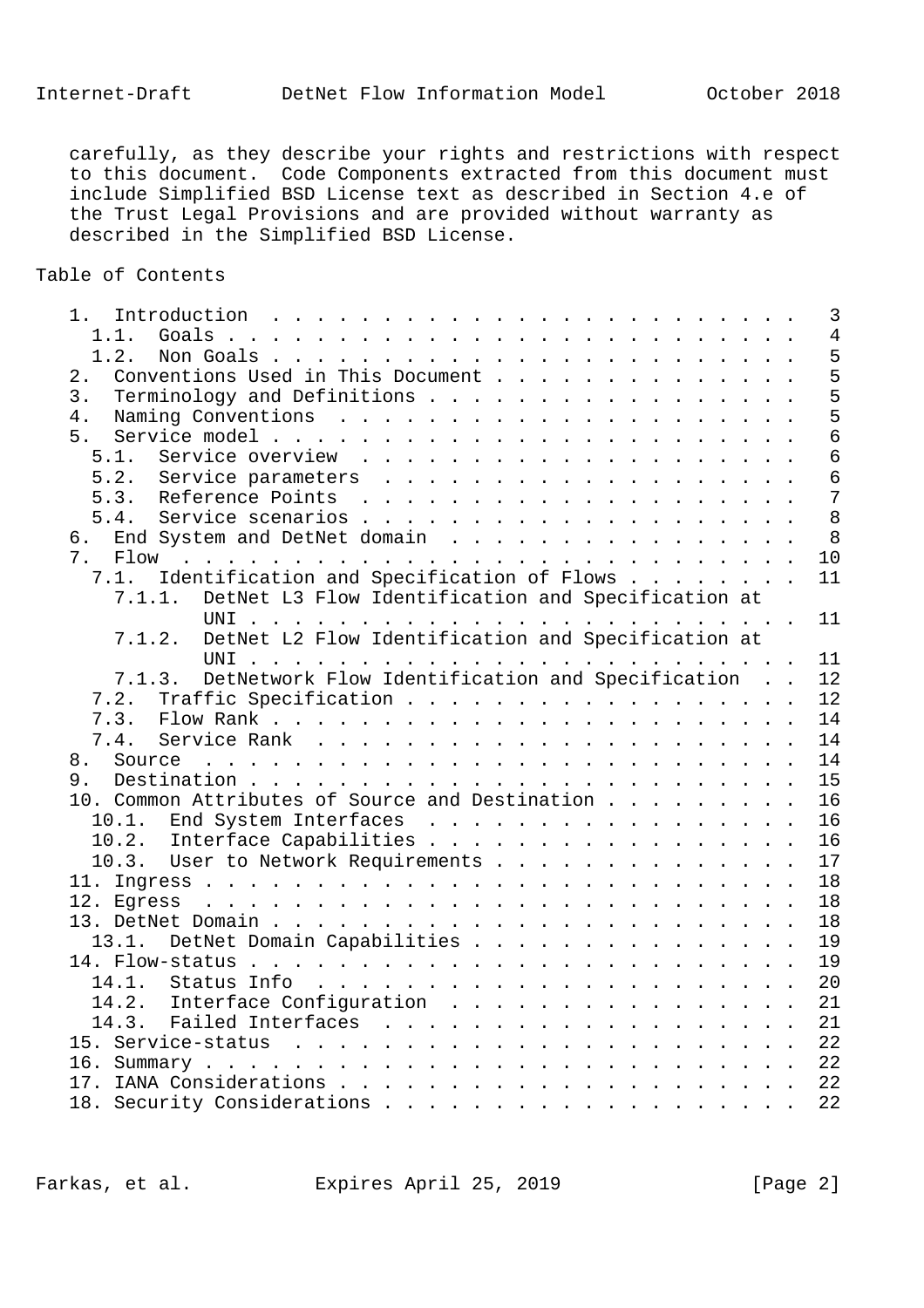carefully, as they describe your rights and restrictions with respect to this document. Code Components extracted from this document must include Simplified BSD License text as described in Section 4.e of the Trust Legal Provisions and are provided without warranty as described in the Simplified BSD License.

## Table of Contents

```
   1.  Introduction  . . . . . . . . . . . . . . . . . . . . . . . .   3
     1.1.  Goals . . . . . . . . . . . . . . . . . . . . . . . . . .   4
     1.2.  Non Goals . . . . . . . . . . . . . . . . . . . . . . . .   5
   2.  Conventions Used in This Document . . . . . . . . . . . . . .   5
   3.  Terminology and Definitions . . . . . . . . . . . . . . . . .   5
   4.  Naming Conventions  . . . . . . . . . . . . . . . . . . . . .   5
   5.  Service model . . . . . . . . . . . . . . . . . . . . . . . .   6
     5.1.  Service overview  . . . . . . . . . . . . . . . . . . . .   6
     5.2.  Service parameters  . . . . . . . . . . . . . . . . . . .   6
     5.3.  Reference Points  . . . . . . . . . . . . . . . . . . . .   7
     5.4.  Service scenarios . . . . . . . . . . . . . . . . . . . .   8
   6.  End System and DetNet domain  . . . . . . . . . . . . . . . .   8
   7.  Flow  . . . . . . . . . . . . . . . . . . . . . . . . . . . .  10
     7.1.  Identification and Specification of Flows . . . . . . . .  11
       7.1.1.  DetNet L3 Flow Identification and Specification at
               UNI . . . . . . . . . . . . . . . . . . . . . . . . .  11
       7.1.2.  DetNet L2 Flow Identification and Specification at
               UNI . . . . . . . . . . . . . . . . . . . . . . . . .  11
       7.1.3.  DetNetwork Flow Identification and Specification  . .  12
     7.2.  Traffic Specification . . . . . . . . . . . . . . . . . .  12
     7.3.  Flow Rank . . . . . . . . . . . . . . . . . . . . . . . .  14
     7.4.  Service Rank  . . . . . . . . . . . . . . . . . . . . . .  14
   8.  Source  . . . . . . . . . . . . . . . . . . . . . . . . . . .  14
   9.  Destination . . . . . . . . . . . . . . . . . . . . . . . . .  15
   10. Common Attributes of Source and Destination . . . . . . . . .  16
     10.1.  End System Interfaces  . . . . . . . . . . . . . . . . .  16
     10.2.  Interface Capabilities . . . . . . . . . . . . . . . . .  16
     10.3.  User to Network Requirements . . . . . . . . . . . . . .  17
   11. Ingress . . . . . . . . . . . . . . . . . . . . . . . . . . .  18
   12. Egress  . . . . . . . . . . . . . . . . . . . . . . . . . . .  18
   13. DetNet Domain . . . . . . . . . . . . . . . . . . . . . . . .  18
     13.1.  DetNet Domain Capabilities . . . . . . . . . . . . . . .  19
   14. Flow-status . . . . . . . . . . . . . . . . . . . . . . . . .  19
     14.1.  Status Info  . . . . . . . . . . . . . . . . . . . . . .  20
     14.2.  Interface Configuration  . . . . . . . . . . . . . . . .  21
     14.3.  Failed Interfaces  . . . . . . . . . . . . . . . . . . .  21
   15. Service-status  . . . . . . . . . . . . . . . . . . . . . . .  22
   16. Summary . . . . . . . . . . . . . . . . . . . . . . . . . . .  22
   17. IANA Considerations . . . . . . . . . . . . . . . . . . . . .  22
   18. Security Considerations . . . . . . . . . . . . . . . . . . .  22
```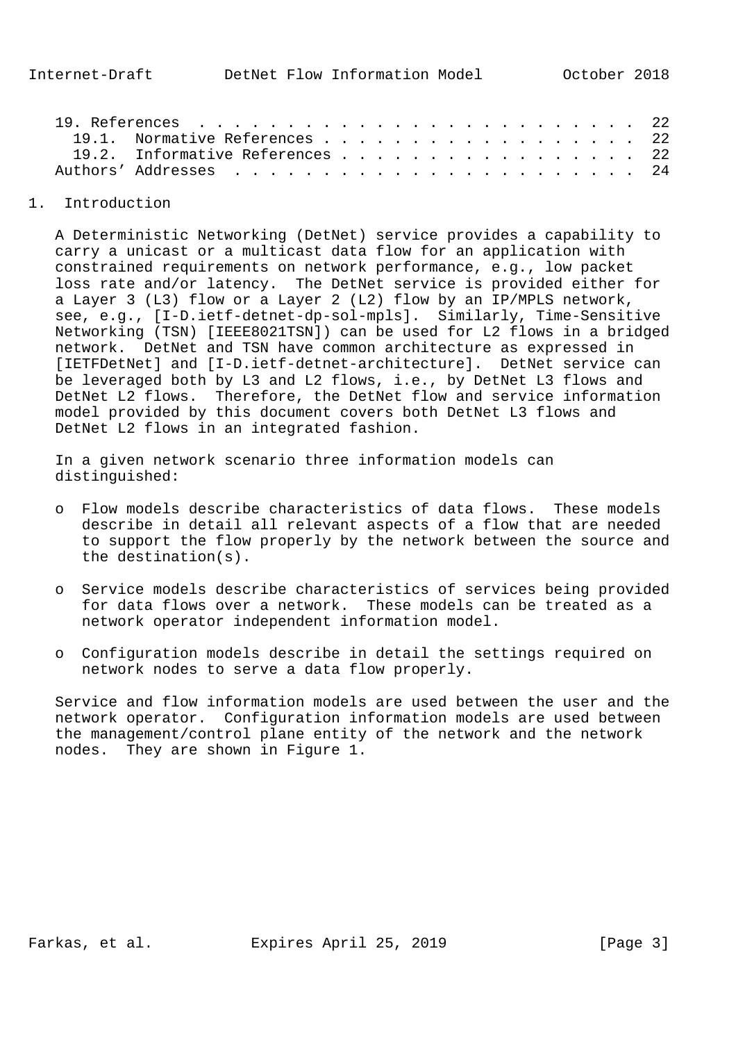19. References . . . . . . . . . . . . . . . . . . . . . . . . 22
   19.1. Normative References . . . . . . . . . . . . . . . . . . 22
   19.2. Informative References . . . . . . . . . . . . . . . . . 22
Authors' Addresses . . . . . . . . . . . . . . . . . . . . . . . 24

# 1. Introduction

A Deterministic Networking (DetNet) service provides a capability to carry a unicast or a multicast data flow for an application with constrained requirements on network performance, e.g., low packet loss rate and/or latency. The DetNet service is provided either for a Layer 3 (L3) flow or a Layer 2 (L2) flow by an IP/MPLS network, see, e.g., [I-D.ietf-detnet-dp-sol-mpls]. Similarly, Time-Sensitive Networking (TSN) [IEEE8021TSN]) can be used for L2 flows in a bridged network. DetNet and TSN have common architecture as expressed in [IETFDetNet] and [I-D.ietf-detnet-architecture]. DetNet service can be leveraged both by L3 and L2 flows, i.e., by DetNet L3 flows and DetNet L2 flows. Therefore, the DetNet flow and service information model provided by this document covers both DetNet L3 flows and DetNet L2 flows in an integrated fashion.

In a given network scenario three information models can distinguished:

- Flow models describe characteristics of data flows. These models describe in detail all relevant aspects of a flow that are needed to support the flow properly by the network between the source and the destination(s).
- Service models describe characteristics of services being provided for data flows over a network. These models can be treated as a network operator independent information model.
- Configuration models describe in detail the settings required on network nodes to serve a data flow properly.

Service and flow information models are used between the user and the network operator. Configuration information models are used between the management/control plane entity of the network and the network nodes. They are shown in Figure 1.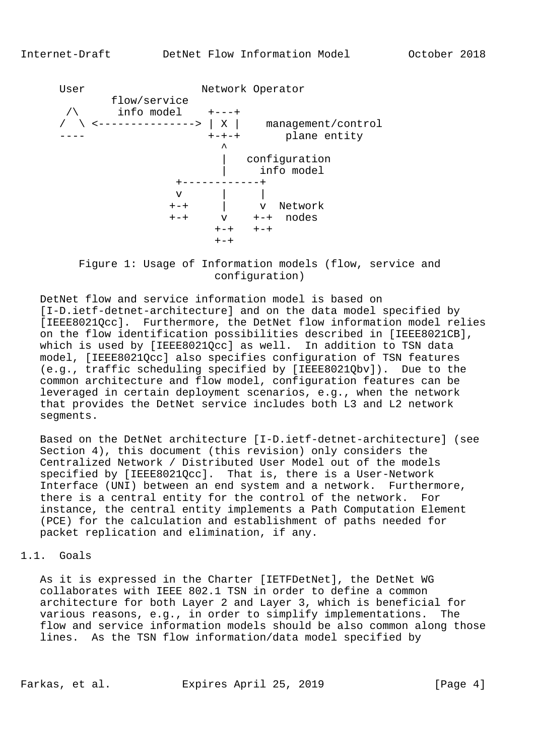```
      User                   Network Operator
              flow/service
       /\      info model    +---+
      /  \ <---------------> | X |    management/control
      ----                   +-+-+       plane entity
                               ^
                               |   configuration
                               |     info model
                        +------------+
                        v      |     |
                       +-+     |     v  Network
                       +-+     v    +-+  nodes
                              +-+   +-+
                              +-+
```

Figure 1: Usage of Information models (flow, service and configuration)

DetNet flow and service information model is based on [I-D.ietf-detnet-architecture] and on the data model specified by [IEEE8021Qcc]. Furthermore, the DetNet flow information model relies on the flow identification possibilities described in [IEEE8021CB], which is used by [IEEE8021Qcc] as well. In addition to TSN data model, [IEEE8021Qcc] also specifies configuration of TSN features (e.g., traffic scheduling specified by [IEEE8021Qbv]). Due to the common architecture and flow model, configuration features can be leveraged in certain deployment scenarios, e.g., when the network that provides the DetNet service includes both L3 and L2 network segments.

Based on the DetNet architecture [I-D.ietf-detnet-architecture] (see Section 4), this document (this revision) only considers the Centralized Network / Distributed User Model out of the models specified by [IEEE8021Qcc]. That is, there is a User-Network Interface (UNI) between an end system and a network. Furthermore, there is a central entity for the control of the network. For instance, the central entity implements a Path Computation Element (PCE) for the calculation and establishment of paths needed for packet replication and elimination, if any.

## 1.1. Goals

As it is expressed in the Charter [IETFDetNet], the DetNet WG collaborates with IEEE 802.1 TSN in order to define a common architecture for both Layer 2 and Layer 3, which is beneficial for various reasons, e.g., in order to simplify implementations. The flow and service information models should be also common along those lines. As the TSN flow information/data model specified by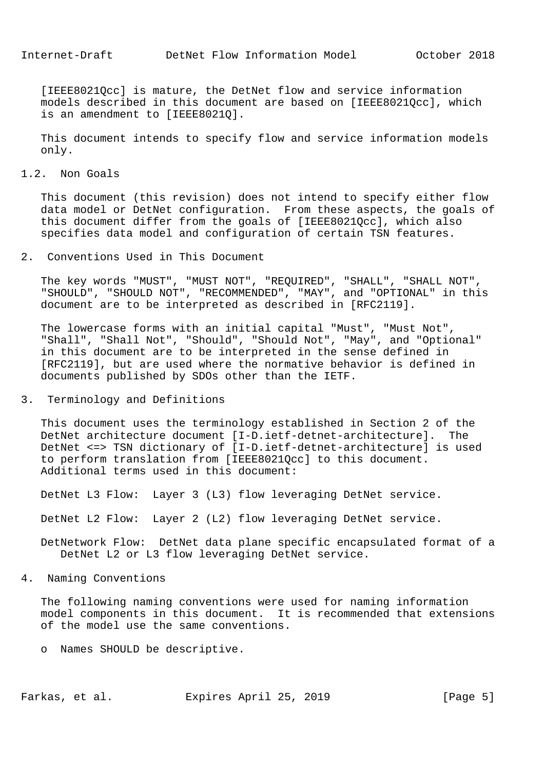[IEEE8021Qcc] is mature, the DetNet flow and service information models described in this document are based on [IEEE8021Qcc], which is an amendment to [IEEE8021Q].

This document intends to specify flow and service information models only.

## 1.2. Non Goals

This document (this revision) does not intend to specify either flow data model or DetNet configuration. From these aspects, the goals of this document differ from the goals of [IEEE8021Qcc], which also specifies data model and configuration of certain TSN features.

# 2. Conventions Used in This Document

The key words "MUST", "MUST NOT", "REQUIRED", "SHALL", "SHALL NOT", "SHOULD", "SHOULD NOT", "RECOMMENDED", "MAY", and "OPTIONAL" in this document are to be interpreted as described in [RFC2119].

The lowercase forms with an initial capital "Must", "Must Not", "Shall", "Shall Not", "Should", "Should Not", "May", and "Optional" in this document are to be interpreted in the sense defined in [RFC2119], but are used where the normative behavior is defined in documents published by SDOs other than the IETF.

# 3. Terminology and Definitions

This document uses the terminology established in Section 2 of the DetNet architecture document [I-D.ietf-detnet-architecture]. The DetNet <=> TSN dictionary of [I-D.ietf-detnet-architecture] is used to perform translation from [IEEE8021Qcc] to this document. Additional terms used in this document:

DetNet L3 Flow: Layer 3 (L3) flow leveraging DetNet service.

DetNet L2 Flow: Layer 2 (L2) flow leveraging DetNet service.

DetNetwork Flow: DetNet data plane specific encapsulated format of a DetNet L2 or L3 flow leveraging DetNet service.

# 4. Naming Conventions

The following naming conventions were used for naming information model components in this document. It is recommended that extensions of the model use the same conventions.

- Names SHOULD be descriptive.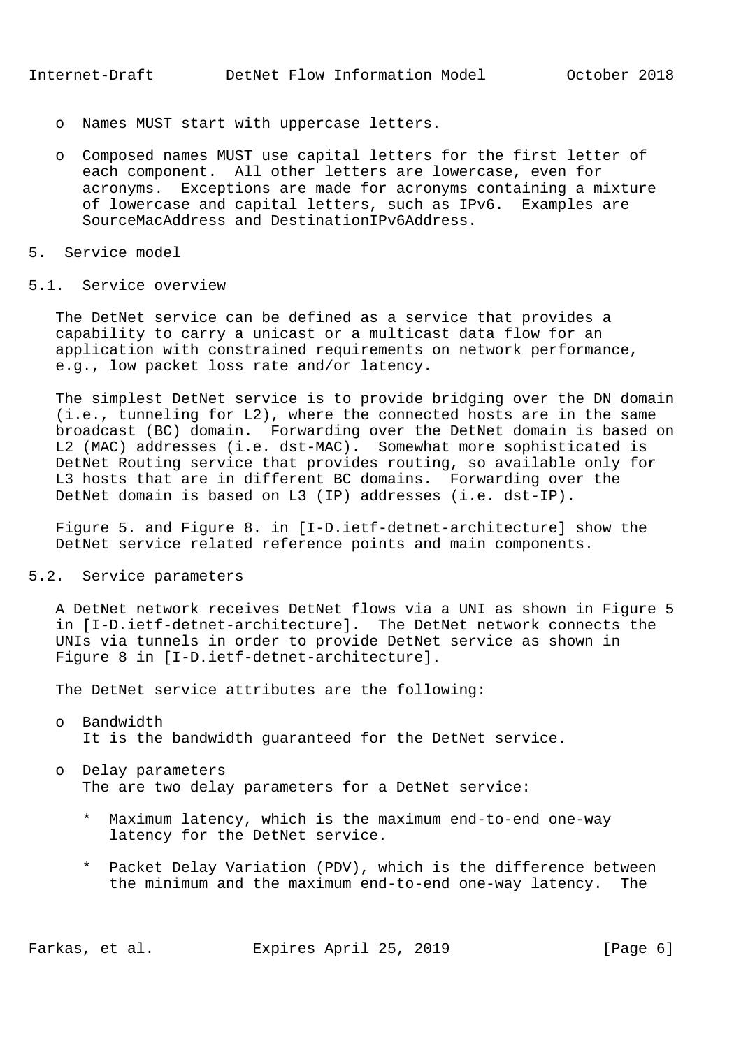- Names MUST start with uppercase letters.

- Composed names MUST use capital letters for the first letter of each component. All other letters are lowercase, even for acronyms. Exceptions are made for acronyms containing a mixture of lowercase and capital letters, such as IPv6. Examples are SourceMacAddress and DestinationIPv6Address.

## 5. Service model

### 5.1. Service overview

The DetNet service can be defined as a service that provides a capability to carry a unicast or a multicast data flow for an application with constrained requirements on network performance, e.g., low packet loss rate and/or latency.

The simplest DetNet service is to provide bridging over the DN domain (i.e., tunneling for L2), where the connected hosts are in the same broadcast (BC) domain. Forwarding over the DetNet domain is based on L2 (MAC) addresses (i.e. dst-MAC). Somewhat more sophisticated is DetNet Routing service that provides routing, so available only for L3 hosts that are in different BC domains. Forwarding over the DetNet domain is based on L3 (IP) addresses (i.e. dst-IP).

Figure 5. and Figure 8. in [I-D.ietf-detnet-architecture] show the DetNet service related reference points and main components.

### 5.2. Service parameters

A DetNet network receives DetNet flows via a UNI as shown in Figure 5 in [I-D.ietf-detnet-architecture]. The DetNet network connects the UNIs via tunnels in order to provide DetNet service as shown in Figure 8 in [I-D.ietf-detnet-architecture].

The DetNet service attributes are the following:

- Bandwidth
  It is the bandwidth guaranteed for the DetNet service.

- Delay parameters
  The are two delay parameters for a DetNet service:

  * Maximum latency, which is the maximum end-to-end one-way latency for the DetNet service.

  * Packet Delay Variation (PDV), which is the difference between the minimum and the maximum end-to-end one-way latency. The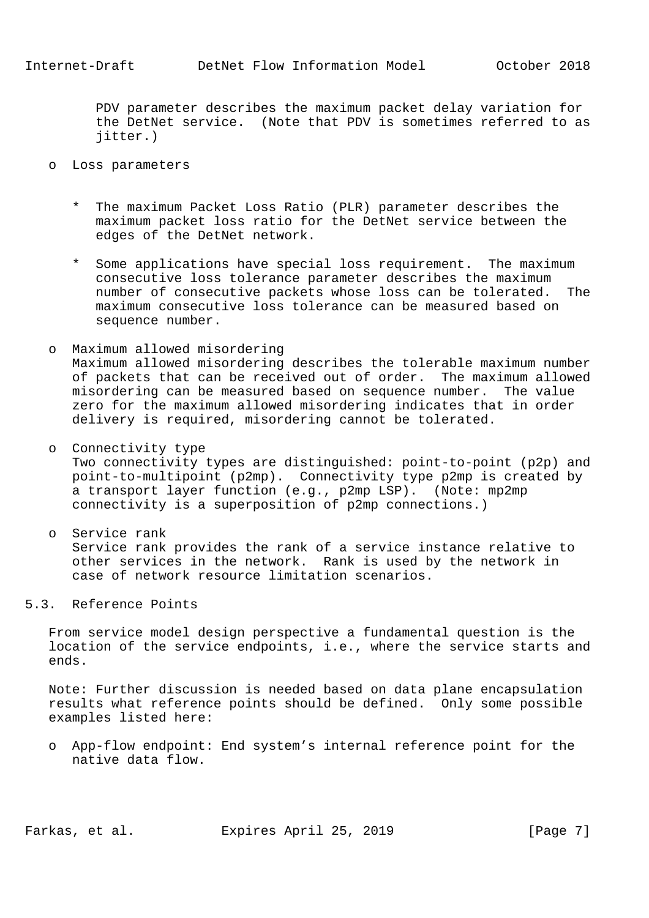PDV parameter describes the maximum packet delay variation for the DetNet service. (Note that PDV is sometimes referred to as jitter.)

- Loss parameters

  * The maximum Packet Loss Ratio (PLR) parameter describes the maximum packet loss ratio for the DetNet service between the edges of the DetNet network.

  * Some applications have special loss requirement. The maximum consecutive loss tolerance parameter describes the maximum number of consecutive packets whose loss can be tolerated. The maximum consecutive loss tolerance can be measured based on sequence number.

- Maximum allowed misordering
  Maximum allowed misordering describes the tolerable maximum number of packets that can be received out of order. The maximum allowed misordering can be measured based on sequence number. The value zero for the maximum allowed misordering indicates that in order delivery is required, misordering cannot be tolerated.

- Connectivity type
  Two connectivity types are distinguished: point-to-point (p2p) and point-to-multipoint (p2mp). Connectivity type p2mp is created by a transport layer function (e.g., p2mp LSP). (Note: mp2mp connectivity is a superposition of p2mp connections.)

- Service rank
  Service rank provides the rank of a service instance relative to other services in the network. Rank is used by the network in case of network resource limitation scenarios.

## 5.3. Reference Points

From service model design perspective a fundamental question is the location of the service endpoints, i.e., where the service starts and ends.

Note: Further discussion is needed based on data plane encapsulation results what reference points should be defined. Only some possible examples listed here:

- App-flow endpoint: End system's internal reference point for the native data flow.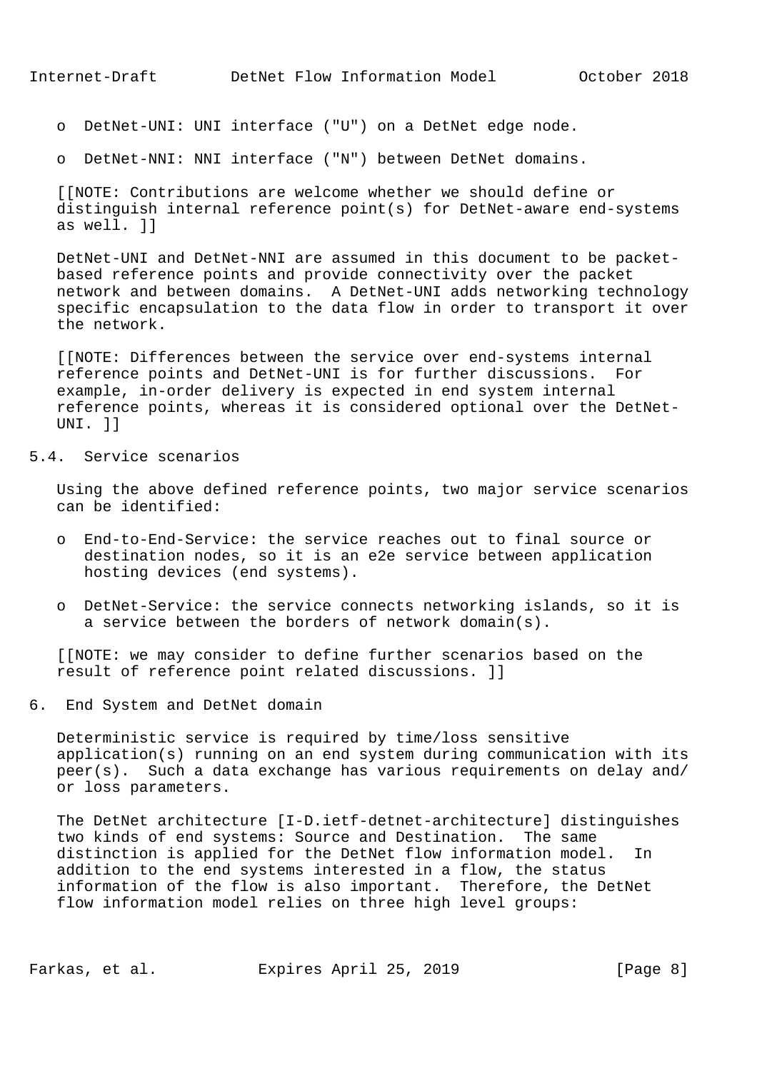- DetNet-UNI: UNI interface ("U") on a DetNet edge node.
- DetNet-NNI: NNI interface ("N") between DetNet domains.

[[NOTE: Contributions are welcome whether we should define or distinguish internal reference point(s) for DetNet-aware end-systems as well. ]]

DetNet-UNI and DetNet-NNI are assumed in this document to be packet-based reference points and provide connectivity over the packet network and between domains. A DetNet-UNI adds networking technology specific encapsulation to the data flow in order to transport it over the network.

[[NOTE: Differences between the service over end-systems internal reference points and DetNet-UNI is for further discussions. For example, in-order delivery is expected in end system internal reference points, whereas it is considered optional over the DetNet-UNI. ]]

### 5.4. Service scenarios

Using the above defined reference points, two major service scenarios can be identified:

- End-to-End-Service: the service reaches out to final source or destination nodes, so it is an e2e service between application hosting devices (end systems).
- DetNet-Service: the service connects networking islands, so it is a service between the borders of network domain(s).

[[NOTE: we may consider to define further scenarios based on the result of reference point related discussions. ]]

## 6. End System and DetNet domain

Deterministic service is required by time/loss sensitive application(s) running on an end system during communication with its peer(s). Such a data exchange has various requirements on delay and/or loss parameters.

The DetNet architecture [I-D.ietf-detnet-architecture] distinguishes two kinds of end systems: Source and Destination. The same distinction is applied for the DetNet flow information model. In addition to the end systems interested in a flow, the status information of the flow is also important. Therefore, the DetNet flow information model relies on three high level groups: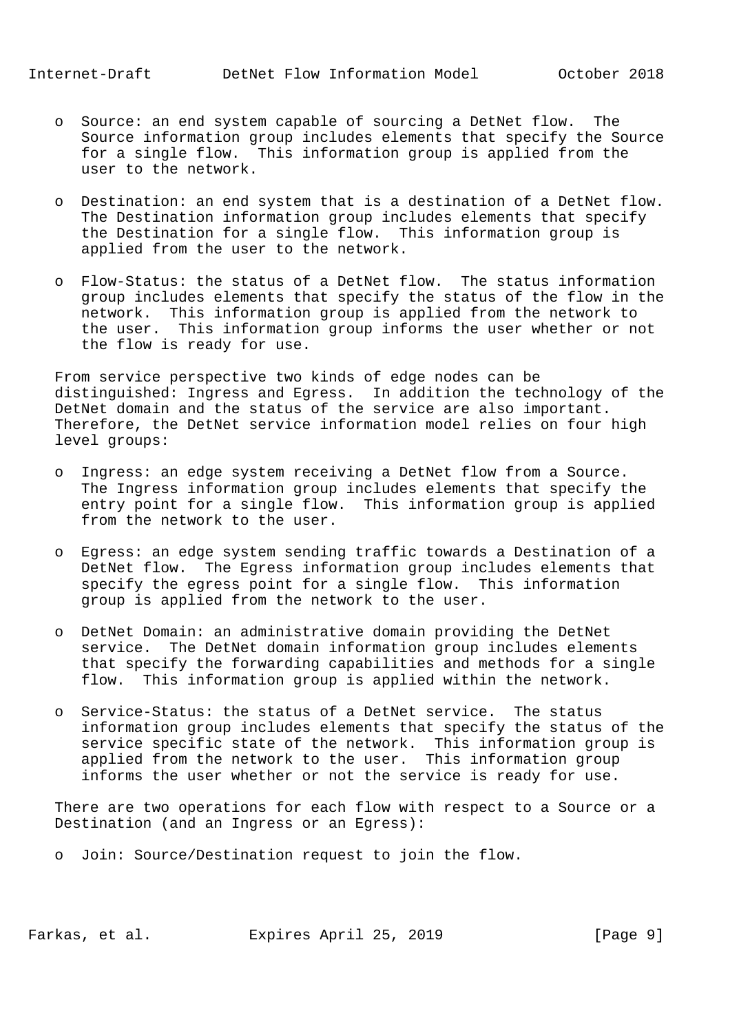- Source: an end system capable of sourcing a DetNet flow. The Source information group includes elements that specify the Source for a single flow. This information group is applied from the user to the network.

- Destination: an end system that is a destination of a DetNet flow. The Destination information group includes elements that specify the Destination for a single flow. This information group is applied from the user to the network.

- Flow-Status: the status of a DetNet flow. The status information group includes elements that specify the status of the flow in the network. This information group is applied from the network to the user. This information group informs the user whether or not the flow is ready for use.

From service perspective two kinds of edge nodes can be distinguished: Ingress and Egress. In addition the technology of the DetNet domain and the status of the service are also important. Therefore, the DetNet service information model relies on four high level groups:

- Ingress: an edge system receiving a DetNet flow from a Source. The Ingress information group includes elements that specify the entry point for a single flow. This information group is applied from the network to the user.

- Egress: an edge system sending traffic towards a Destination of a DetNet flow. The Egress information group includes elements that specify the egress point for a single flow. This information group is applied from the network to the user.

- DetNet Domain: an administrative domain providing the DetNet service. The DetNet domain information group includes elements that specify the forwarding capabilities and methods for a single flow. This information group is applied within the network.

- Service-Status: the status of a DetNet service. The status information group includes elements that specify the status of the service specific state of the network. This information group is applied from the network to the user. This information group informs the user whether or not the service is ready for use.

There are two operations for each flow with respect to a Source or a Destination (and an Ingress or an Egress):

- Join: Source/Destination request to join the flow.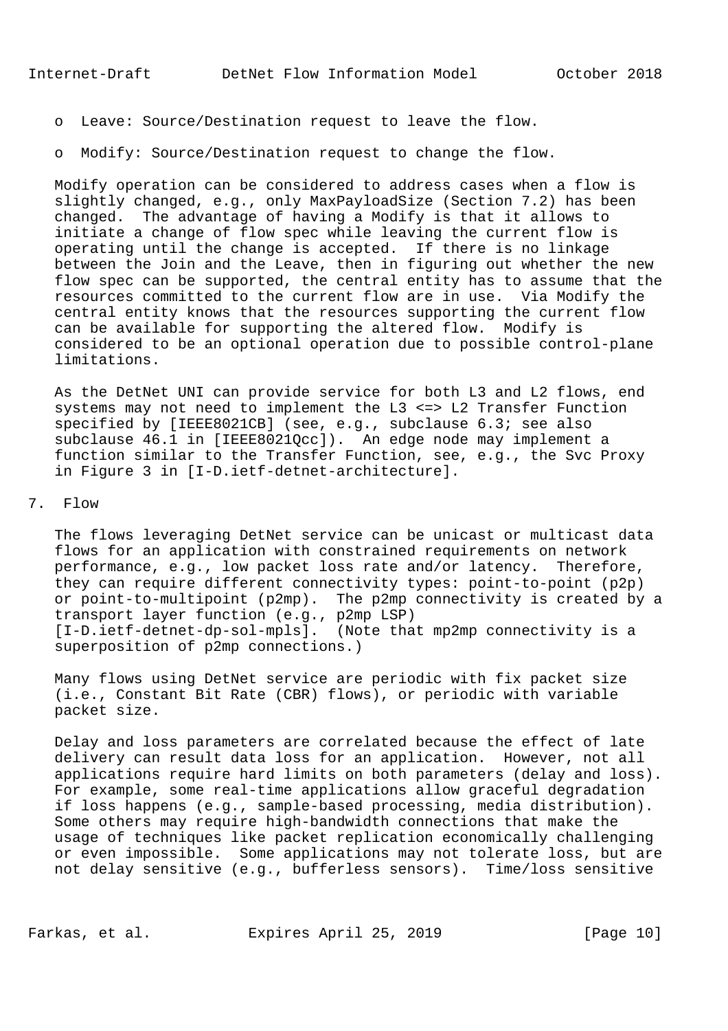- Leave: Source/Destination request to leave the flow.
- Modify: Source/Destination request to change the flow.

Modify operation can be considered to address cases when a flow is slightly changed, e.g., only MaxPayloadSize (Section 7.2) has been changed. The advantage of having a Modify is that it allows to initiate a change of flow spec while leaving the current flow is operating until the change is accepted. If there is no linkage between the Join and the Leave, then in figuring out whether the new flow spec can be supported, the central entity has to assume that the resources committed to the current flow are in use. Via Modify the central entity knows that the resources supporting the current flow can be available for supporting the altered flow. Modify is considered to be an optional operation due to possible control-plane limitations.

As the DetNet UNI can provide service for both L3 and L2 flows, end systems may not need to implement the L3 <=> L2 Transfer Function specified by [IEEE8021CB] (see, e.g., subclause 6.3; see also subclause 46.1 in [IEEE8021Qcc]). An edge node may implement a function similar to the Transfer Function, see, e.g., the Svc Proxy in Figure 3 in [I-D.ietf-detnet-architecture].

# 7. Flow

The flows leveraging DetNet service can be unicast or multicast data flows for an application with constrained requirements on network performance, e.g., low packet loss rate and/or latency. Therefore, they can require different connectivity types: point-to-point (p2p) or point-to-multipoint (p2mp). The p2mp connectivity is created by a transport layer function (e.g., p2mp LSP) [I-D.ietf-detnet-dp-sol-mpls]. (Note that mp2mp connectivity is a superposition of p2mp connections.)

Many flows using DetNet service are periodic with fix packet size (i.e., Constant Bit Rate (CBR) flows), or periodic with variable packet size.

Delay and loss parameters are correlated because the effect of late delivery can result data loss for an application. However, not all applications require hard limits on both parameters (delay and loss). For example, some real-time applications allow graceful degradation if loss happens (e.g., sample-based processing, media distribution). Some others may require high-bandwidth connections that make the usage of techniques like packet replication economically challenging or even impossible. Some applications may not tolerate loss, but are not delay sensitive (e.g., bufferless sensors). Time/loss sensitive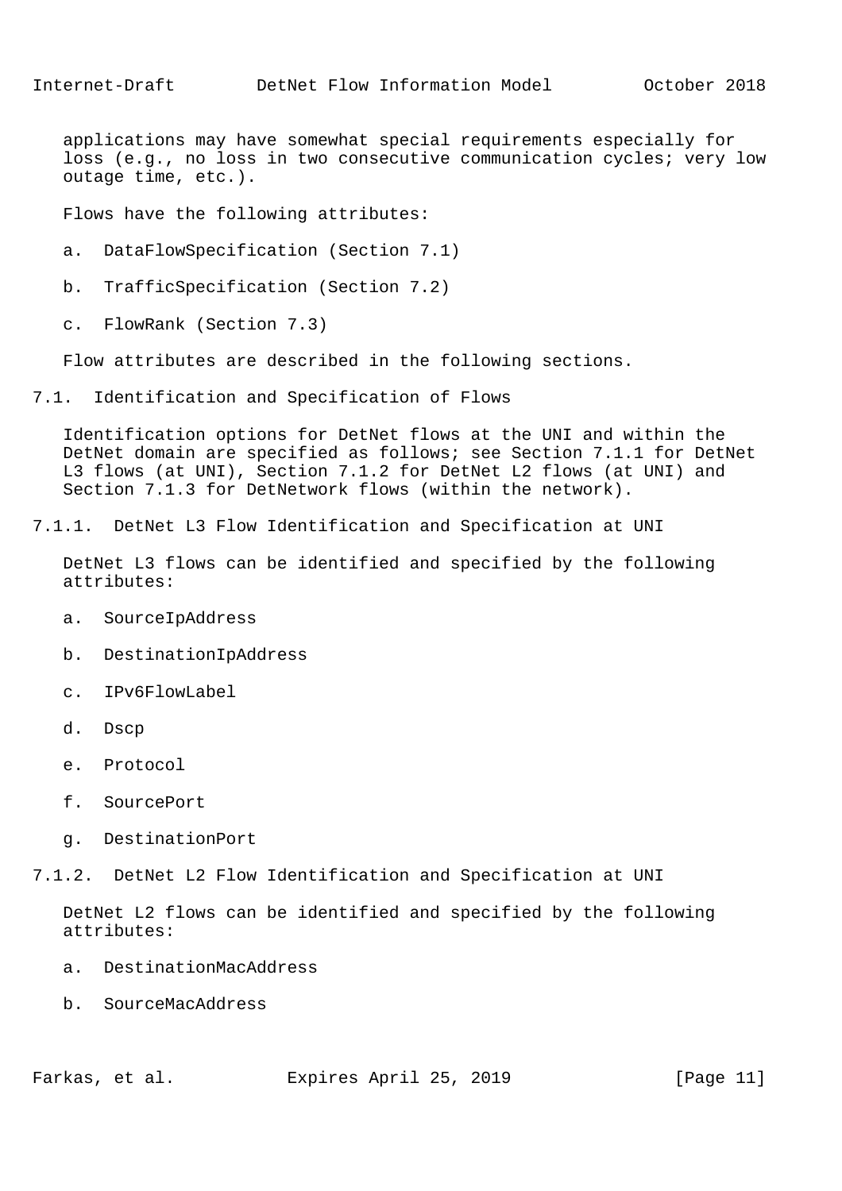applications may have somewhat special requirements especially for loss (e.g., no loss in two consecutive communication cycles; very low outage time, etc.).

Flows have the following attributes:

a. DataFlowSpecification (Section 7.1)

b. TrafficSpecification (Section 7.2)

c. FlowRank (Section 7.3)

Flow attributes are described in the following sections.

## 7.1. Identification and Specification of Flows

Identification options for DetNet flows at the UNI and within the DetNet domain are specified as follows; see Section 7.1.1 for DetNet L3 flows (at UNI), Section 7.1.2 for DetNet L2 flows (at UNI) and Section 7.1.3 for DetNetwork flows (within the network).

### 7.1.1. DetNet L3 Flow Identification and Specification at UNI

DetNet L3 flows can be identified and specified by the following attributes:

a. SourceIpAddress

b. DestinationIpAddress

c. IPv6FlowLabel

d. Dscp

e. Protocol

f. SourcePort

g. DestinationPort

### 7.1.2. DetNet L2 Flow Identification and Specification at UNI

DetNet L2 flows can be identified and specified by the following attributes:

a. DestinationMacAddress

b. SourceMacAddress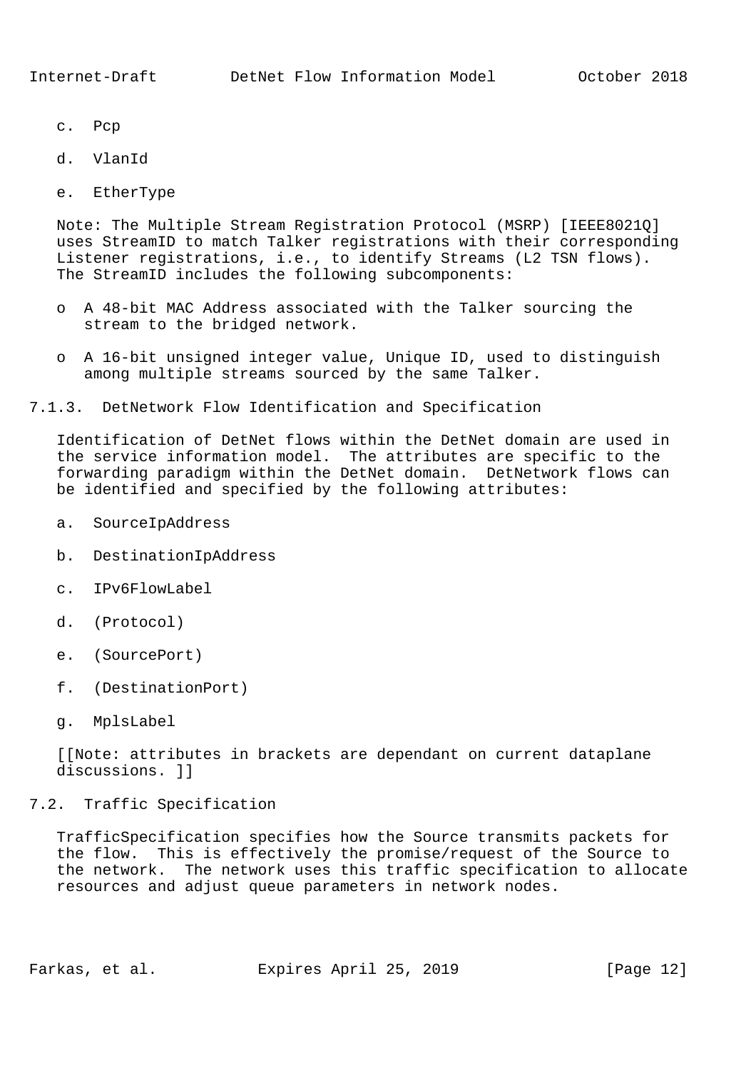c. Pcp

d. VlanId

e. EtherType

Note: The Multiple Stream Registration Protocol (MSRP) [IEEE8021Q] uses StreamID to match Talker registrations with their corresponding Listener registrations, i.e., to identify Streams (L2 TSN flows). The StreamID includes the following subcomponents:

- A 48-bit MAC Address associated with the Talker sourcing the stream to the bridged network.
- A 16-bit unsigned integer value, Unique ID, used to distinguish among multiple streams sourced by the same Talker.

### 7.1.3. DetNetwork Flow Identification and Specification

Identification of DetNet flows within the DetNet domain are used in the service information model. The attributes are specific to the forwarding paradigm within the DetNet domain. DetNetwork flows can be identified and specified by the following attributes:

a. SourceIpAddress

b. DestinationIpAddress

c. IPv6FlowLabel

d. (Protocol)

e. (SourcePort)

f. (DestinationPort)

g. MplsLabel

[[Note: attributes in brackets are dependant on current dataplane discussions. ]]

## 7.2. Traffic Specification

TrafficSpecification specifies how the Source transmits packets for the flow. This is effectively the promise/request of the Source to the network. The network uses this traffic specification to allocate resources and adjust queue parameters in network nodes.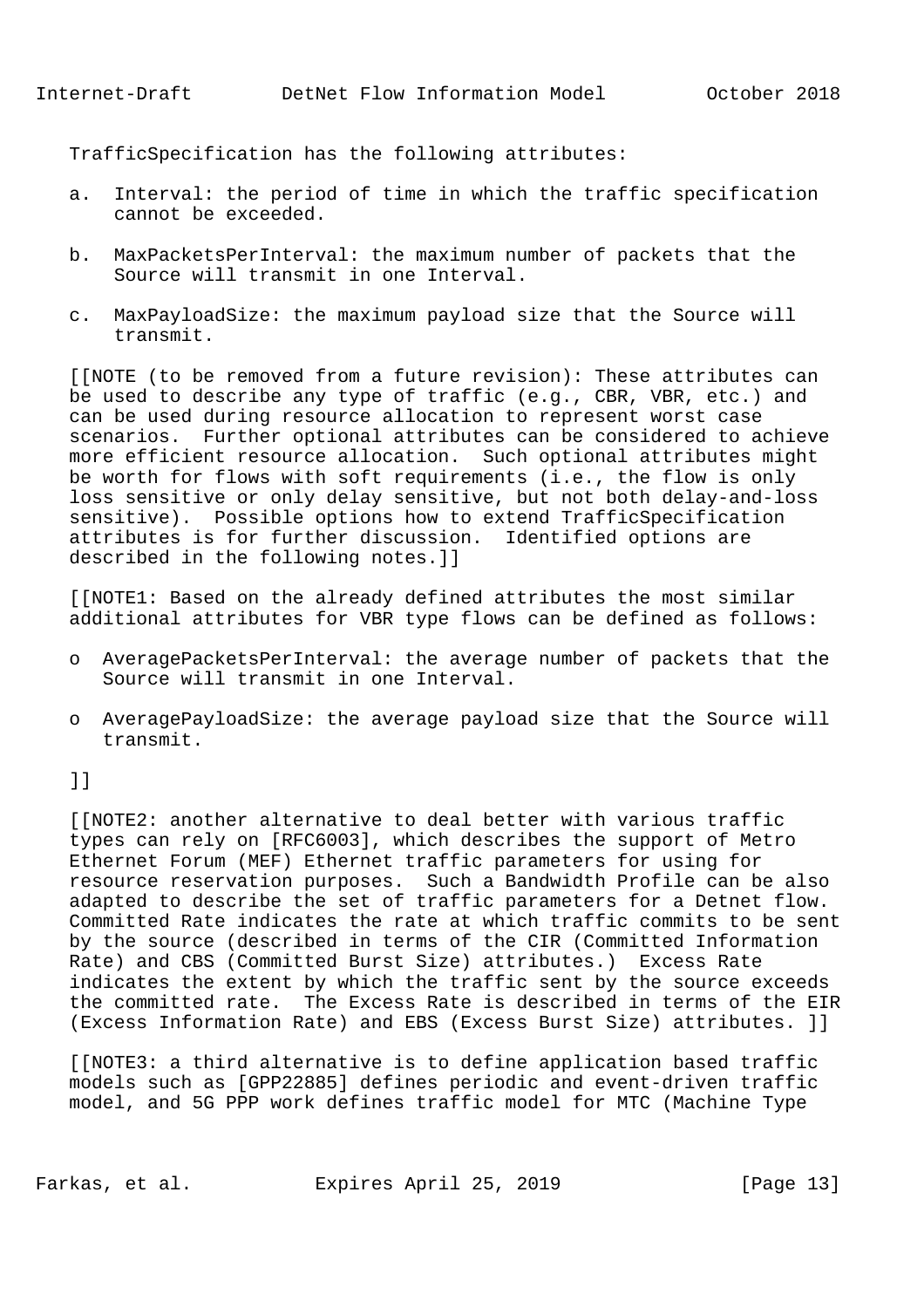TrafficSpecification has the following attributes:

a. Interval: the period of time in which the traffic specification cannot be exceeded.

b. MaxPacketsPerInterval: the maximum number of packets that the Source will transmit in one Interval.

c. MaxPayloadSize: the maximum payload size that the Source will transmit.

[[NOTE (to be removed from a future revision): These attributes can be used to describe any type of traffic (e.g., CBR, VBR, etc.) and can be used during resource allocation to represent worst case scenarios. Further optional attributes can be considered to achieve more efficient resource allocation. Such optional attributes might be worth for flows with soft requirements (i.e., the flow is only loss sensitive or only delay sensitive, but not both delay-and-loss sensitive). Possible options how to extend TrafficSpecification attributes is for further discussion. Identified options are described in the following notes.]]

[[NOTE1: Based on the already defined attributes the most similar additional attributes for VBR type flows can be defined as follows:

- AveragePacketsPerInterval: the average number of packets that the Source will transmit in one Interval.

- AveragePayloadSize: the average payload size that the Source will transmit.

]]

[[NOTE2: another alternative to deal better with various traffic types can rely on [RFC6003], which describes the support of Metro Ethernet Forum (MEF) Ethernet traffic parameters for using for resource reservation purposes. Such a Bandwidth Profile can be also adapted to describe the set of traffic parameters for a Detnet flow. Committed Rate indicates the rate at which traffic commits to be sent by the source (described in terms of the CIR (Committed Information Rate) and CBS (Committed Burst Size) attributes.) Excess Rate indicates the extent by which the traffic sent by the source exceeds the committed rate. The Excess Rate is described in terms of the EIR (Excess Information Rate) and EBS (Excess Burst Size) attributes. ]]

[[NOTE3: a third alternative is to define application based traffic models such as [GPP22885] defines periodic and event-driven traffic model, and 5G PPP work defines traffic model for MTC (Machine Type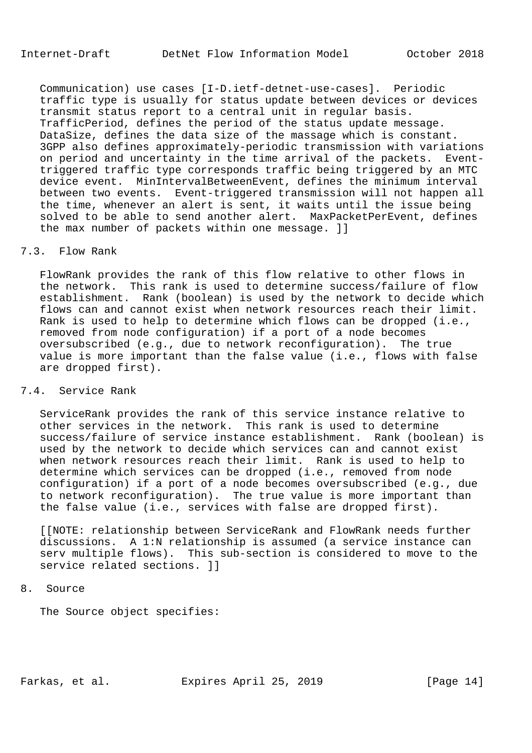Communication) use cases [I-D.ietf-detnet-use-cases]. Periodic traffic type is usually for status update between devices or devices transmit status report to a central unit in regular basis. TrafficPeriod, defines the period of the status update message. DataSize, defines the data size of the massage which is constant. 3GPP also defines approximately-periodic transmission with variations on period and uncertainty in the time arrival of the packets. Event-triggered traffic type corresponds traffic being triggered by an MTC device event. MinIntervalBetweenEvent, defines the minimum interval between two events. Event-triggered transmission will not happen all the time, whenever an alert is sent, it waits until the issue being solved to be able to send another alert. MaxPacketPerEvent, defines the max number of packets within one message. ]]

### 7.3. Flow Rank

FlowRank provides the rank of this flow relative to other flows in the network. This rank is used to determine success/failure of flow establishment. Rank (boolean) is used by the network to decide which flows can and cannot exist when network resources reach their limit. Rank is used to help to determine which flows can be dropped (i.e., removed from node configuration) if a port of a node becomes oversubscribed (e.g., due to network reconfiguration). The true value is more important than the false value (i.e., flows with false are dropped first).

### 7.4. Service Rank

ServiceRank provides the rank of this service instance relative to other services in the network. This rank is used to determine success/failure of service instance establishment. Rank (boolean) is used by the network to decide which services can and cannot exist when network resources reach their limit. Rank is used to help to determine which services can be dropped (i.e., removed from node configuration) if a port of a node becomes oversubscribed (e.g., due to network reconfiguration). The true value is more important than the false value (i.e., services with false are dropped first).

[[NOTE: relationship between ServiceRank and FlowRank needs further discussions. A 1:N relationship is assumed (a service instance can serv multiple flows). This sub-section is considered to move to the service related sections. ]]

## 8. Source

The Source object specifies: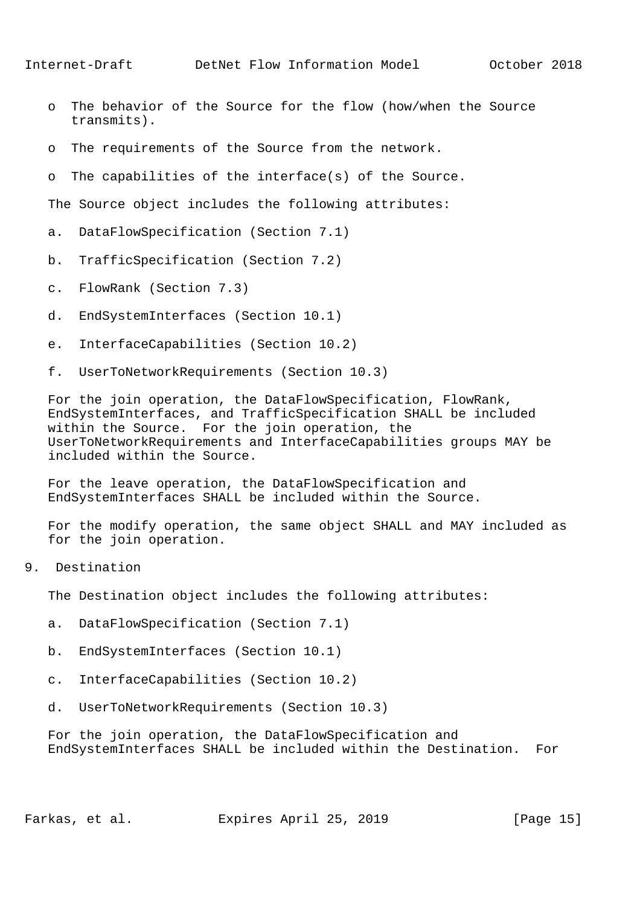- o The behavior of the Source for the flow (how/when the Source transmits).
- o The requirements of the Source from the network.
- o The capabilities of the interface(s) of the Source.

The Source object includes the following attributes:

a. DataFlowSpecification (Section 7.1)

b. TrafficSpecification (Section 7.2)

c. FlowRank (Section 7.3)

d. EndSystemInterfaces (Section 10.1)

e. InterfaceCapabilities (Section 10.2)

f. UserToNetworkRequirements (Section 10.3)

For the join operation, the DataFlowSpecification, FlowRank, EndSystemInterfaces, and TrafficSpecification SHALL be included within the Source. For the join operation, the UserToNetworkRequirements and InterfaceCapabilities groups MAY be included within the Source.

For the leave operation, the DataFlowSpecification and EndSystemInterfaces SHALL be included within the Source.

For the modify operation, the same object SHALL and MAY included as for the join operation.

# 9. Destination

The Destination object includes the following attributes:

a. DataFlowSpecification (Section 7.1)

b. EndSystemInterfaces (Section 10.1)

c. InterfaceCapabilities (Section 10.2)

d. UserToNetworkRequirements (Section 10.3)

For the join operation, the DataFlowSpecification and EndSystemInterfaces SHALL be included within the Destination. For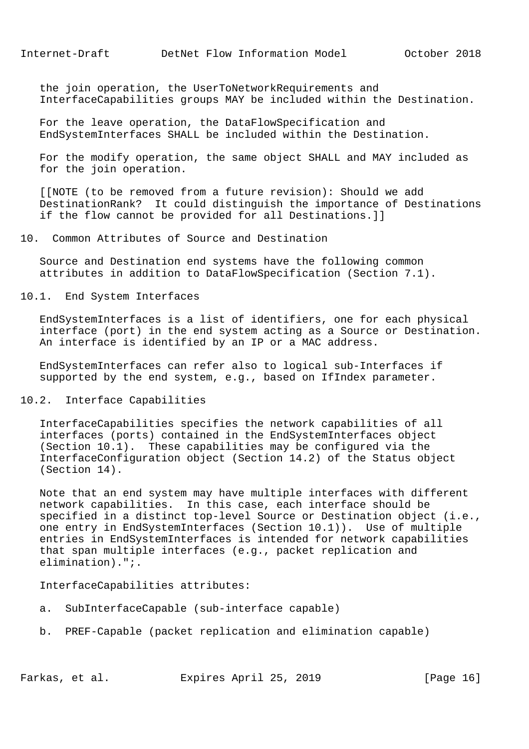the join operation, the UserToNetworkRequirements and InterfaceCapabilities groups MAY be included within the Destination.

For the leave operation, the DataFlowSpecification and EndSystemInterfaces SHALL be included within the Destination.

For the modify operation, the same object SHALL and MAY included as for the join operation.

[[NOTE (to be removed from a future revision): Should we add DestinationRank? It could distinguish the importance of Destinations if the flow cannot be provided for all Destinations.]]

## 10. Common Attributes of Source and Destination

Source and Destination end systems have the following common attributes in addition to DataFlowSpecification (Section 7.1).

### 10.1. End System Interfaces

EndSystemInterfaces is a list of identifiers, one for each physical interface (port) in the end system acting as a Source or Destination. An interface is identified by an IP or a MAC address.

EndSystemInterfaces can refer also to logical sub-Interfaces if supported by the end system, e.g., based on IfIndex parameter.

### 10.2. Interface Capabilities

InterfaceCapabilities specifies the network capabilities of all interfaces (ports) contained in the EndSystemInterfaces object (Section 10.1). These capabilities may be configured via the InterfaceConfiguration object (Section 14.2) of the Status object (Section 14).

Note that an end system may have multiple interfaces with different network capabilities. In this case, each interface should be specified in a distinct top-level Source or Destination object (i.e., one entry in EndSystemInterfaces (Section 10.1)). Use of multiple entries in EndSystemInterfaces is intended for network capabilities that span multiple interfaces (e.g., packet replication and elimination).";.

InterfaceCapabilities attributes:

a. SubInterfaceCapable (sub-interface capable)

b. PREF-Capable (packet replication and elimination capable)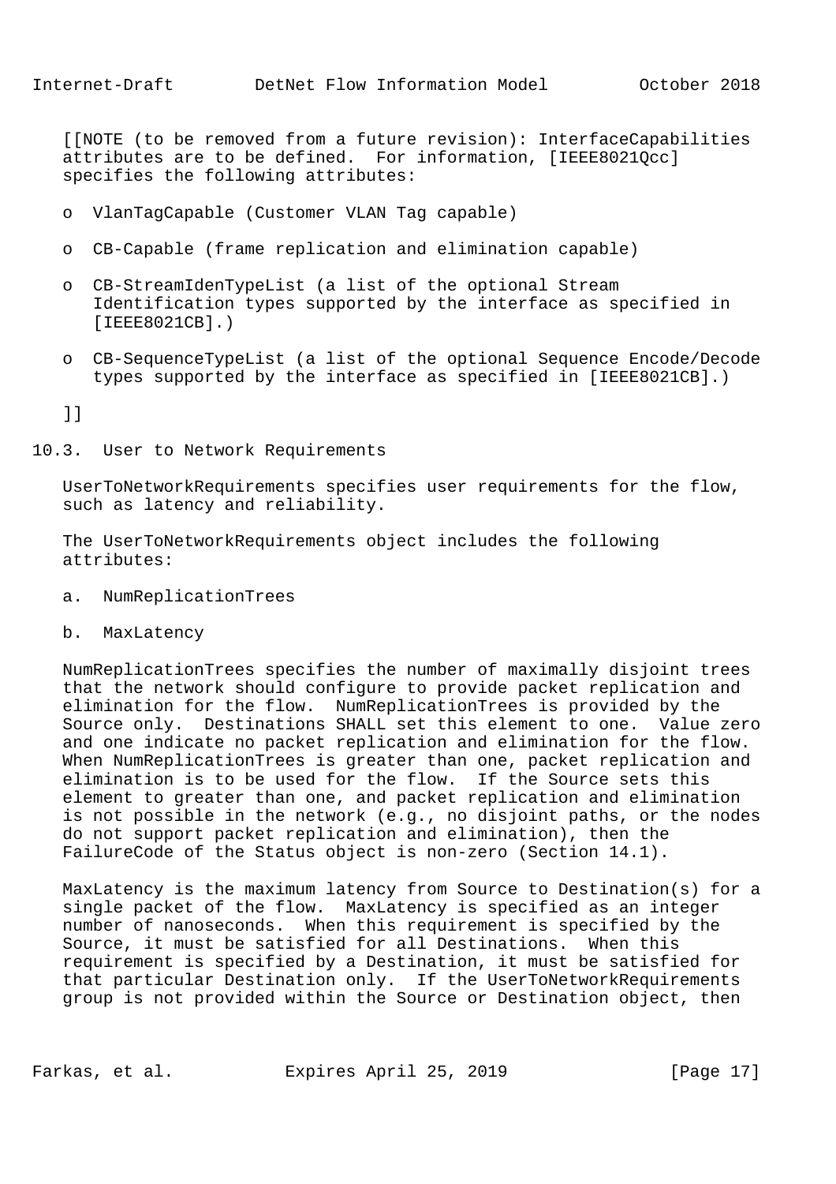[[NOTE (to be removed from a future revision): InterfaceCapabilities attributes are to be defined. For information, [IEEE8021Qcc] specifies the following attributes:

- VlanTagCapable (Customer VLAN Tag capable)
- CB-Capable (frame replication and elimination capable)
- CB-StreamIdenTypeList (a list of the optional Stream Identification types supported by the interface as specified in [IEEE8021CB].)
- CB-SequenceTypeList (a list of the optional Sequence Encode/Decode types supported by the interface as specified in [IEEE8021CB].)

]]

### 10.3. User to Network Requirements

UserToNetworkRequirements specifies user requirements for the flow, such as latency and reliability.

The UserToNetworkRequirements object includes the following attributes:

a. NumReplicationTrees

b. MaxLatency

NumReplicationTrees specifies the number of maximally disjoint trees that the network should configure to provide packet replication and elimination for the flow. NumReplicationTrees is provided by the Source only. Destinations SHALL set this element to one. Value zero and one indicate no packet replication and elimination for the flow. When NumReplicationTrees is greater than one, packet replication and elimination is to be used for the flow. If the Source sets this element to greater than one, and packet replication and elimination is not possible in the network (e.g., no disjoint paths, or the nodes do not support packet replication and elimination), then the FailureCode of the Status object is non-zero (Section 14.1).

MaxLatency is the maximum latency from Source to Destination(s) for a single packet of the flow. MaxLatency is specified as an integer number of nanoseconds. When this requirement is specified by the Source, it must be satisfied for all Destinations. When this requirement is specified by a Destination, it must be satisfied for that particular Destination only. If the UserToNetworkRequirements group is not provided within the Source or Destination object, then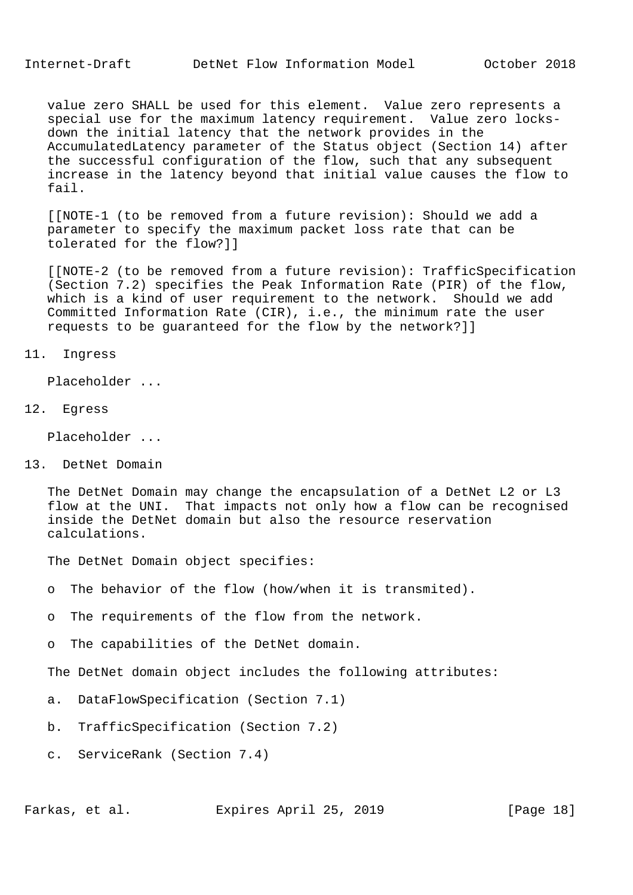value zero SHALL be used for this element. Value zero represents a special use for the maximum latency requirement. Value zero locks-down the initial latency that the network provides in the AccumulatedLatency parameter of the Status object (Section 14) after the successful configuration of the flow, such that any subsequent increase in the latency beyond that initial value causes the flow to fail.

[[NOTE-1 (to be removed from a future revision): Should we add a parameter to specify the maximum packet loss rate that can be tolerated for the flow?]]

[[NOTE-2 (to be removed from a future revision): TrafficSpecification (Section 7.2) specifies the Peak Information Rate (PIR) of the flow, which is a kind of user requirement to the network. Should we add Committed Information Rate (CIR), i.e., the minimum rate the user requests to be guaranteed for the flow by the network?]]

## 11. Ingress

Placeholder ...

## 12. Egress

Placeholder ...

## 13. DetNet Domain

The DetNet Domain may change the encapsulation of a DetNet L2 or L3 flow at the UNI. That impacts not only how a flow can be recognised inside the DetNet domain but also the resource reservation calculations.

The DetNet Domain object specifies:

- The behavior of the flow (how/when it is transmited).
- The requirements of the flow from the network.
- The capabilities of the DetNet domain.

The DetNet domain object includes the following attributes:

a. DataFlowSpecification (Section 7.1)

b. TrafficSpecification (Section 7.2)

c. ServiceRank (Section 7.4)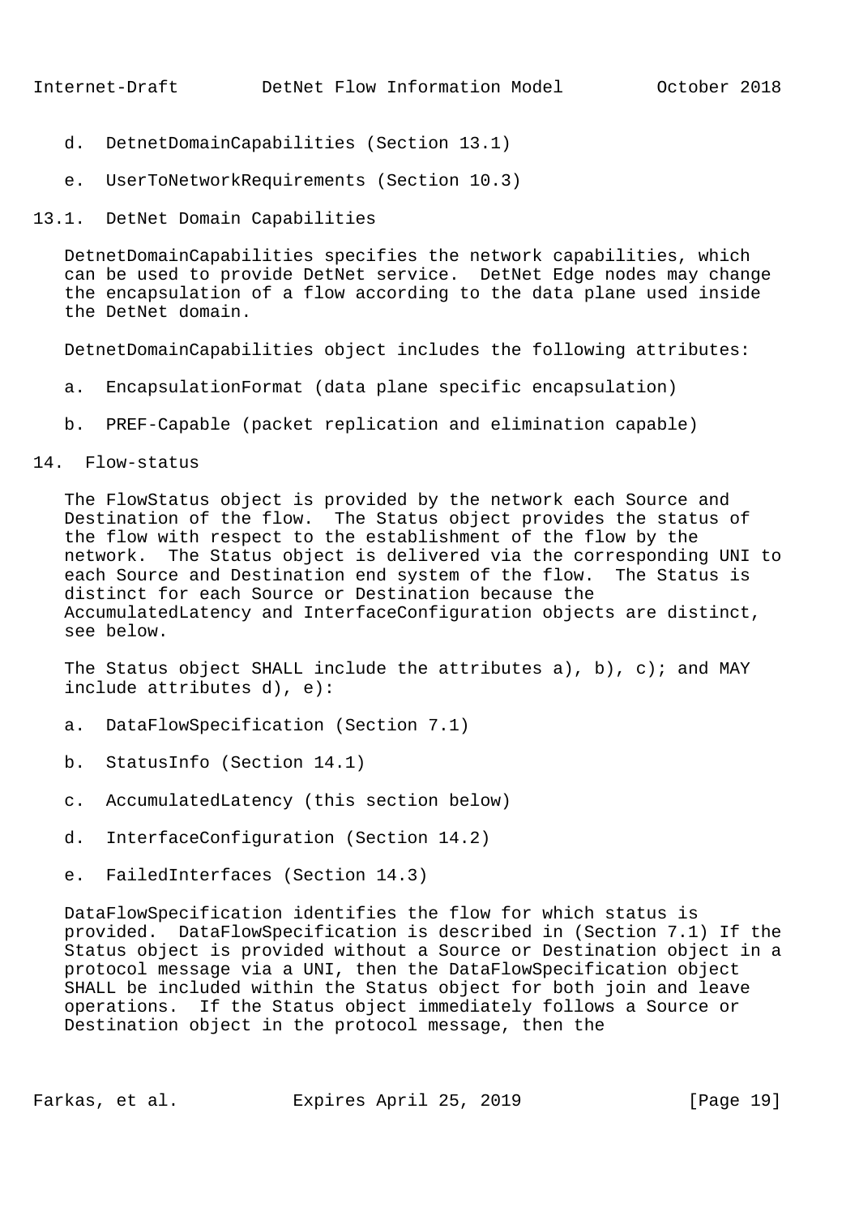d. DetnetDomainCapabilities (Section 13.1)

e. UserToNetworkRequirements (Section 10.3)

## 13.1. DetNet Domain Capabilities

DetnetDomainCapabilities specifies the network capabilities, which can be used to provide DetNet service. DetNet Edge nodes may change the encapsulation of a flow according to the data plane used inside the DetNet domain.

DetnetDomainCapabilities object includes the following attributes:

a. EncapsulationFormat (data plane specific encapsulation)

b. PREF-Capable (packet replication and elimination capable)

# 14. Flow-status

The FlowStatus object is provided by the network each Source and Destination of the flow. The Status object provides the status of the flow with respect to the establishment of the flow by the network. The Status object is delivered via the corresponding UNI to each Source and Destination end system of the flow. The Status is distinct for each Source or Destination because the AccumulatedLatency and InterfaceConfiguration objects are distinct, see below.

The Status object SHALL include the attributes a), b), c); and MAY include attributes d), e):

a. DataFlowSpecification (Section 7.1)

b. StatusInfo (Section 14.1)

c. AccumulatedLatency (this section below)

d. InterfaceConfiguration (Section 14.2)

e. FailedInterfaces (Section 14.3)

DataFlowSpecification identifies the flow for which status is provided. DataFlowSpecification is described in (Section 7.1) If the Status object is provided without a Source or Destination object in a protocol message via a UNI, then the DataFlowSpecification object SHALL be included within the Status object for both join and leave operations. If the Status object immediately follows a Source or Destination object in the protocol message, then the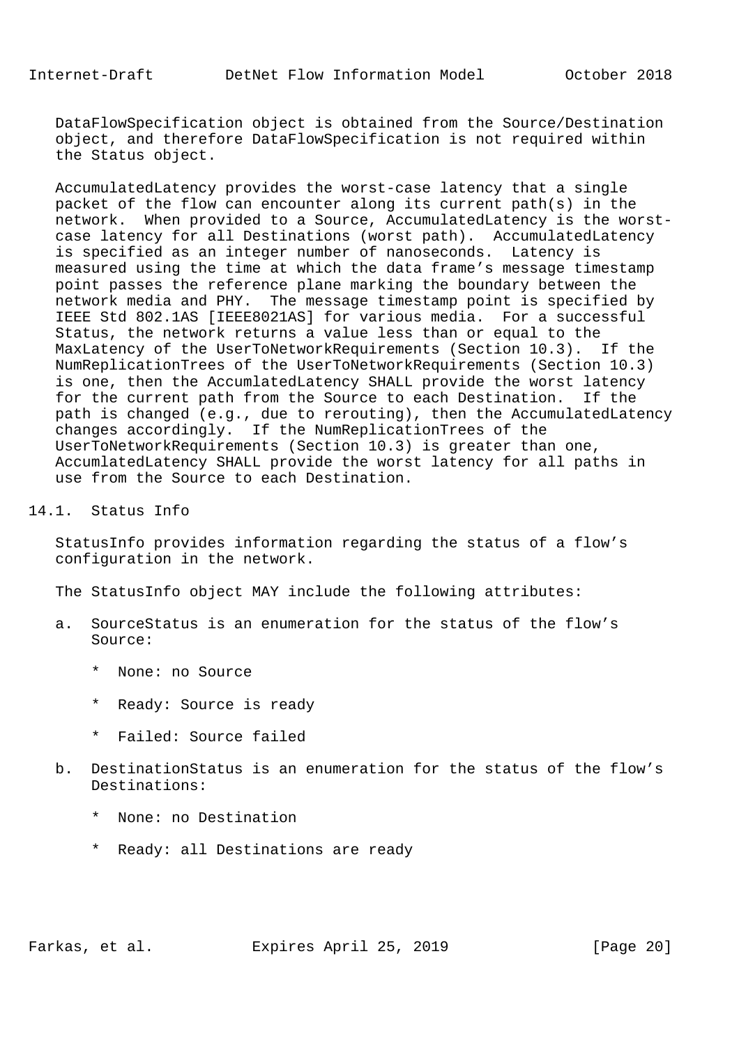DataFlowSpecification object is obtained from the Source/Destination object, and therefore DataFlowSpecification is not required within the Status object.

AccumulatedLatency provides the worst-case latency that a single packet of the flow can encounter along its current path(s) in the network. When provided to a Source, AccumulatedLatency is the worst-case latency for all Destinations (worst path). AccumulatedLatency is specified as an integer number of nanoseconds. Latency is measured using the time at which the data frame's message timestamp point passes the reference plane marking the boundary between the network media and PHY. The message timestamp point is specified by IEEE Std 802.1AS [IEEE8021AS] for various media. For a successful Status, the network returns a value less than or equal to the MaxLatency of the UserToNetworkRequirements (Section 10.3). If the NumReplicationTrees of the UserToNetworkRequirements (Section 10.3) is one, then the AccumlatedLatency SHALL provide the worst latency for the current path from the Source to each Destination. If the path is changed (e.g., due to rerouting), then the AccumulatedLatency changes accordingly. If the NumReplicationTrees of the UserToNetworkRequirements (Section 10.3) is greater than one, AccumlatedLatency SHALL provide the worst latency for all paths in use from the Source to each Destination.

## 14.1. Status Info

StatusInfo provides information regarding the status of a flow's configuration in the network.

The StatusInfo object MAY include the following attributes:

a. SourceStatus is an enumeration for the status of the flow's Source:

   * None: no Source

   * Ready: Source is ready

   * Failed: Source failed

b. DestinationStatus is an enumeration for the status of the flow's Destinations:

   * None: no Destination

   * Ready: all Destinations are ready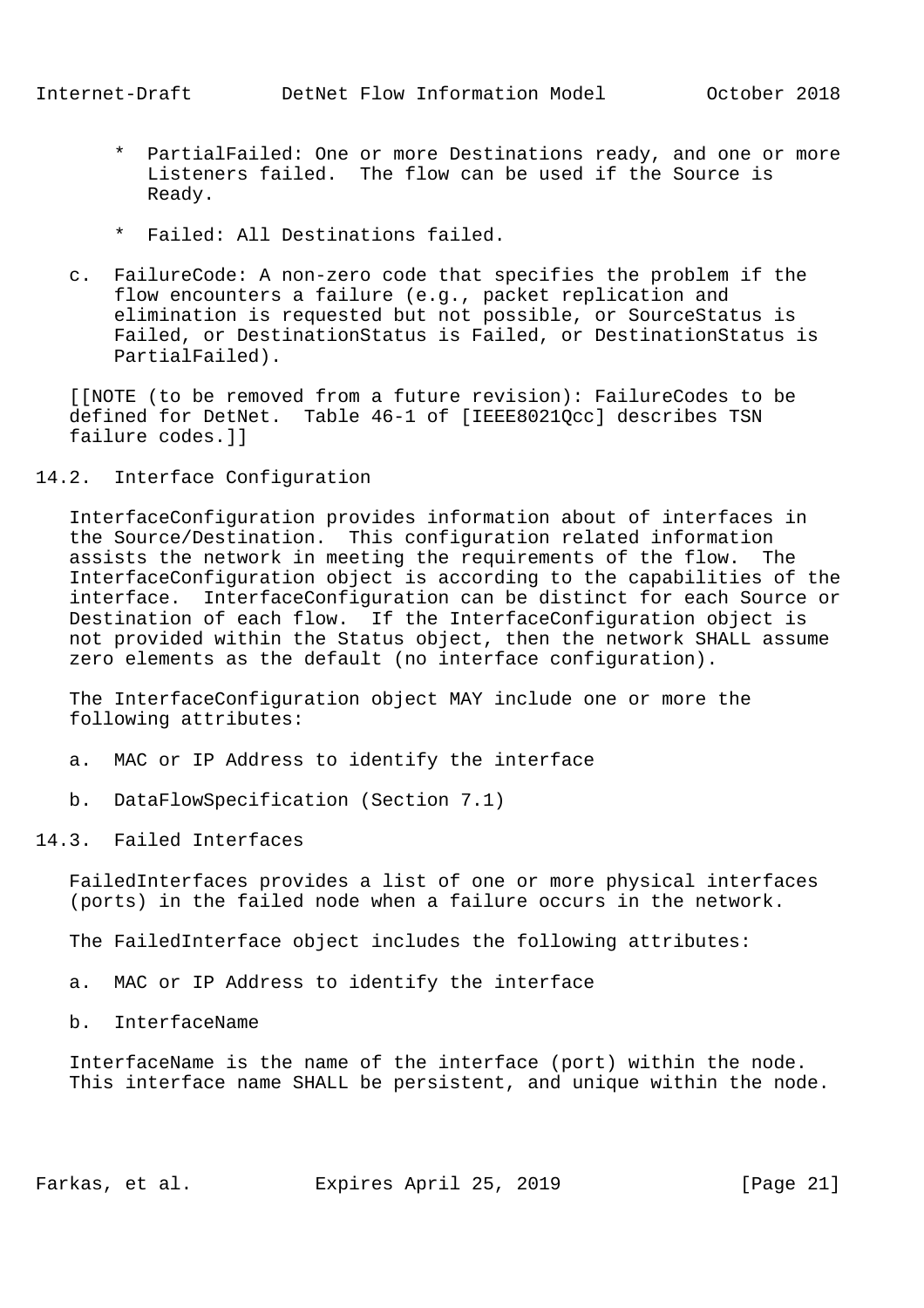* PartialFailed: One or more Destinations ready, and one or more Listeners failed. The flow can be used if the Source is Ready.

* Failed: All Destinations failed.

c. FailureCode: A non-zero code that specifies the problem if the flow encounters a failure (e.g., packet replication and elimination is requested but not possible, or SourceStatus is Failed, or DestinationStatus is Failed, or DestinationStatus is PartialFailed).

[[NOTE (to be removed from a future revision): FailureCodes to be defined for DetNet. Table 46-1 of [IEEE8021Qcc] describes TSN failure codes.]]

## 14.2. Interface Configuration

InterfaceConfiguration provides information about of interfaces in the Source/Destination. This configuration related information assists the network in meeting the requirements of the flow. The InterfaceConfiguration object is according to the capabilities of the interface. InterfaceConfiguration can be distinct for each Source or Destination of each flow. If the InterfaceConfiguration object is not provided within the Status object, then the network SHALL assume zero elements as the default (no interface configuration).

The InterfaceConfiguration object MAY include one or more the following attributes:

a. MAC or IP Address to identify the interface

b. DataFlowSpecification (Section 7.1)

## 14.3. Failed Interfaces

FailedInterfaces provides a list of one or more physical interfaces (ports) in the failed node when a failure occurs in the network.

The FailedInterface object includes the following attributes:

a. MAC or IP Address to identify the interface

b. InterfaceName

InterfaceName is the name of the interface (port) within the node. This interface name SHALL be persistent, and unique within the node.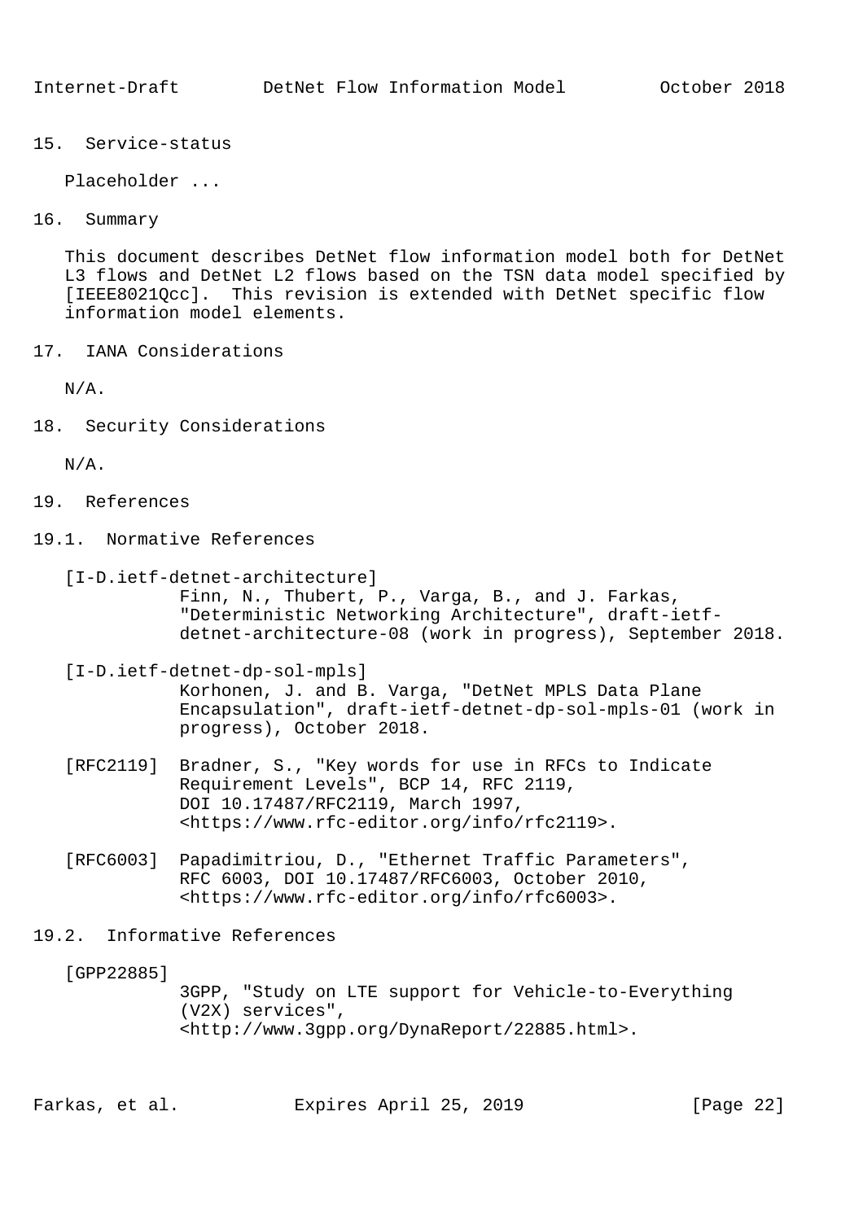## 15. Service-status

Placeholder ...

## 16. Summary

This document describes DetNet flow information model both for DetNet L3 flows and DetNet L2 flows based on the TSN data model specified by [IEEE8021Qcc]. This revision is extended with DetNet specific flow information model elements.

## 17. IANA Considerations

N/A.

## 18. Security Considerations

N/A.

## 19. References

### 19.1. Normative References

[I-D.ietf-detnet-architecture]
Finn, N., Thubert, P., Varga, B., and J. Farkas, "Deterministic Networking Architecture", draft-ietf-detnet-architecture-08 (work in progress), September 2018.

[I-D.ietf-detnet-dp-sol-mpls]
Korhonen, J. and B. Varga, "DetNet MPLS Data Plane Encapsulation", draft-ietf-detnet-dp-sol-mpls-01 (work in progress), October 2018.

[RFC2119] Bradner, S., "Key words for use in RFCs to Indicate Requirement Levels", BCP 14, RFC 2119, DOI 10.17487/RFC2119, March 1997, <https://www.rfc-editor.org/info/rfc2119>.

[RFC6003] Papadimitriou, D., "Ethernet Traffic Parameters", RFC 6003, DOI 10.17487/RFC6003, October 2010, <https://www.rfc-editor.org/info/rfc6003>.

### 19.2. Informative References

[GPP22885]
3GPP, "Study on LTE support for Vehicle-to-Everything (V2X) services", <http://www.3gpp.org/DynaReport/22885.html>.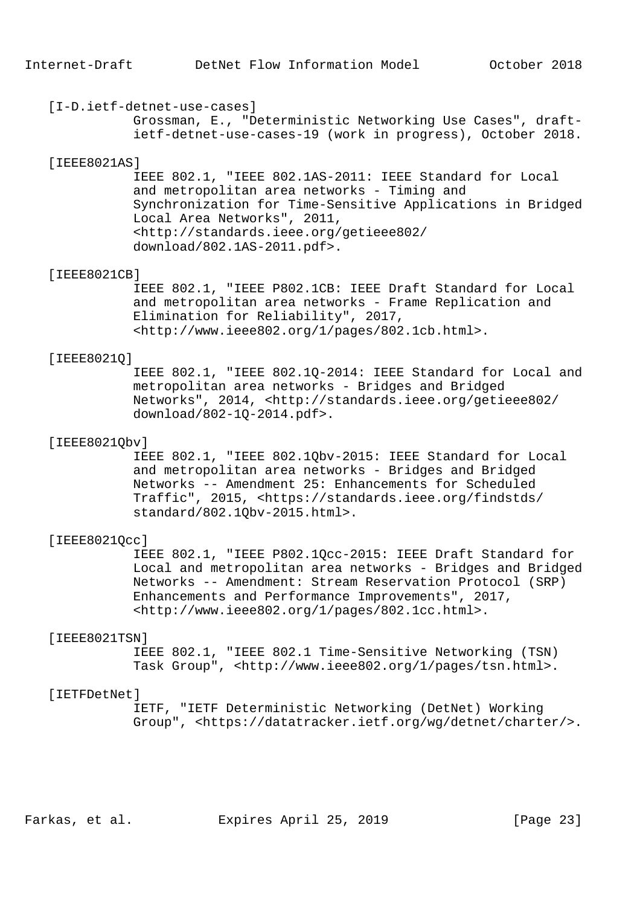[I-D.ietf-detnet-use-cases]
Grossman, E., "Deterministic Networking Use Cases", draft-ietf-detnet-use-cases-19 (work in progress), October 2018.

[IEEE8021AS]
IEEE 802.1, "IEEE 802.1AS-2011: IEEE Standard for Local and metropolitan area networks - Timing and Synchronization for Time-Sensitive Applications in Bridged Local Area Networks", 2011, <http://standards.ieee.org/getieee802/download/802.1AS-2011.pdf>.

[IEEE8021CB]
IEEE 802.1, "IEEE P802.1CB: IEEE Draft Standard for Local and metropolitan area networks - Frame Replication and Elimination for Reliability", 2017, <http://www.ieee802.org/1/pages/802.1cb.html>.

[IEEE8021Q]
IEEE 802.1, "IEEE 802.1Q-2014: IEEE Standard for Local and metropolitan area networks - Bridges and Bridged Networks", 2014, <http://standards.ieee.org/getieee802/download/802-1Q-2014.pdf>.

[IEEE8021Qbv]
IEEE 802.1, "IEEE 802.1Qbv-2015: IEEE Standard for Local and metropolitan area networks - Bridges and Bridged Networks -- Amendment 25: Enhancements for Scheduled Traffic", 2015, <https://standards.ieee.org/findstds/standard/802.1Qbv-2015.html>.

[IEEE8021Qcc]
IEEE 802.1, "IEEE P802.1Qcc-2015: IEEE Draft Standard for Local and metropolitan area networks - Bridges and Bridged Networks -- Amendment: Stream Reservation Protocol (SRP) Enhancements and Performance Improvements", 2017, <http://www.ieee802.org/1/pages/802.1cc.html>.

[IEEE8021TSN]
IEEE 802.1, "IEEE 802.1 Time-Sensitive Networking (TSN) Task Group", <http://www.ieee802.org/1/pages/tsn.html>.

[IETFDetNet]
IETF, "IETF Deterministic Networking (DetNet) Working Group", <https://datatracker.ietf.org/wg/detnet/charter/>.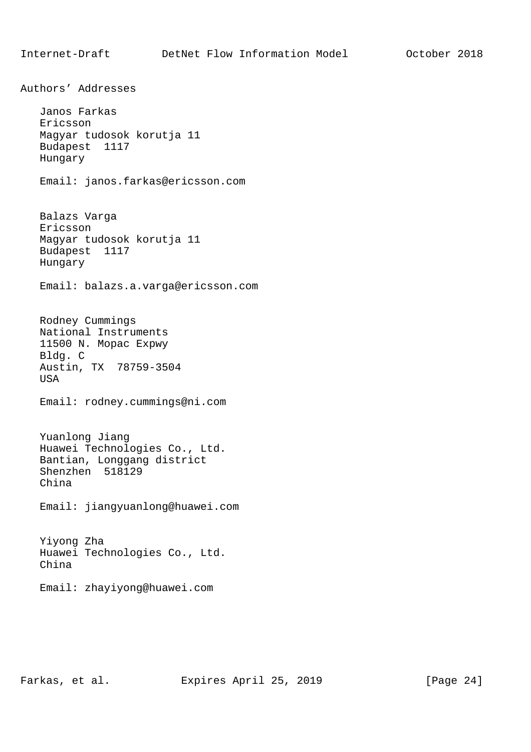## Authors' Addresses

Janos Farkas
Ericsson
Magyar tudosok korutja 11
Budapest 1117
Hungary

Email: janos.farkas@ericsson.com

Balazs Varga
Ericsson
Magyar tudosok korutja 11
Budapest 1117
Hungary

Email: balazs.a.varga@ericsson.com

Rodney Cummings
National Instruments
11500 N. Mopac Expwy
Bldg. C
Austin, TX 78759-3504
USA

Email: rodney.cummings@ni.com

Yuanlong Jiang
Huawei Technologies Co., Ltd.
Bantian, Longgang district
Shenzhen 518129
China

Email: jiangyuanlong@huawei.com

Yiyong Zha
Huawei Technologies Co., Ltd.
China

Email: zhayiyong@huawei.com